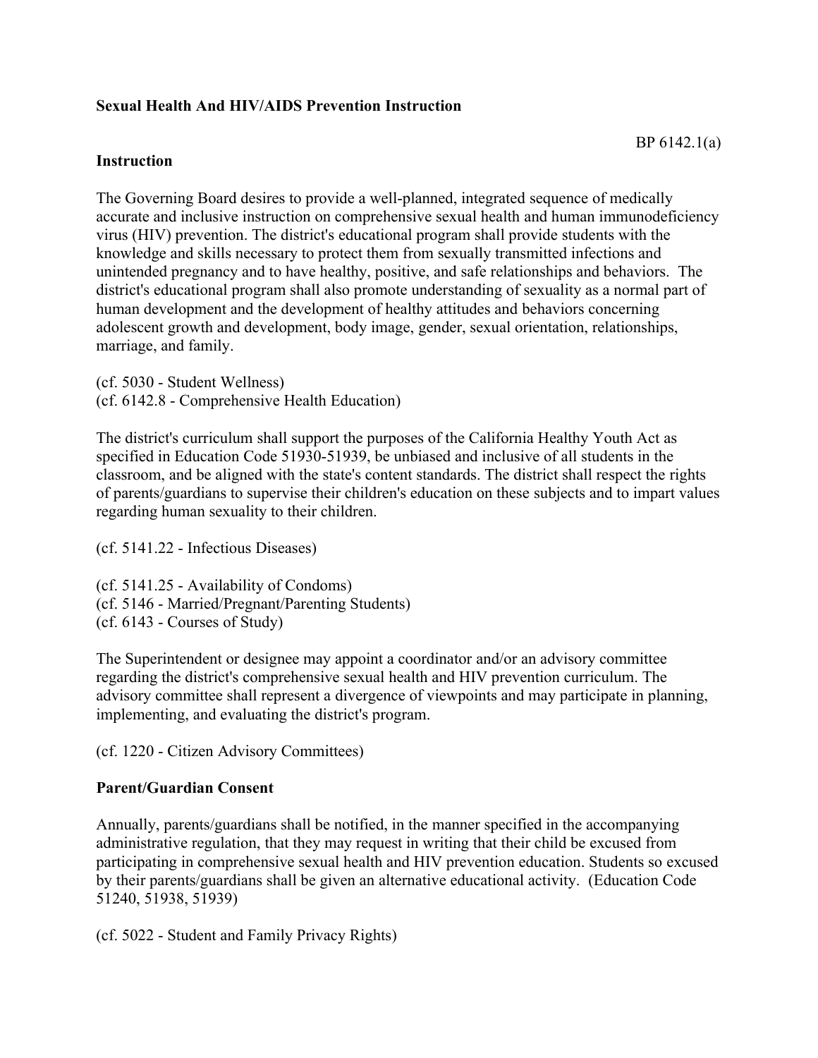**Sexual Health And HIV/AIDS Prevention Instruction**

BP 6142.1(a)

**Instruction**

The Governing Board desires to provide a well-planned, integrated sequence of medically accurate and inclusive instruction on comprehensive sexual health and human immunodeficiency virus (HIV) prevention. The district's educational program shall provide students with the knowledge and skills necessary to protect them from sexually transmitted infections and unintended pregnancy and to have healthy, positive, and safe relationships and behaviors. The district's educational program shall also promote understanding of sexuality as a normal part of human development and the development of healthy attitudes and behaviors concerning adolescent growth and development, body image, gender, sexual orientation, relationships, marriage, and family.

(cf. 5030 - Student Wellness)
(cf. 6142.8 - Comprehensive Health Education)

The district's curriculum shall support the purposes of the California Healthy Youth Act as specified in Education Code 51930-51939, be unbiased and inclusive of all students in the classroom, and be aligned with the state's content standards. The district shall respect the rights of parents/guardians to supervise their children's education on these subjects and to impart values regarding human sexuality to their children.

(cf. 5141.22 - Infectious Diseases)

(cf. 5141.25 - Availability of Condoms)
(cf. 5146 - Married/Pregnant/Parenting Students)
(cf. 6143 - Courses of Study)

The Superintendent or designee may appoint a coordinator and/or an advisory committee regarding the district's comprehensive sexual health and HIV prevention curriculum. The advisory committee shall represent a divergence of viewpoints and may participate in planning, implementing, and evaluating the district's program.

(cf. 1220 - Citizen Advisory Committees)

**Parent/Guardian Consent**

Annually, parents/guardians shall be notified, in the manner specified in the accompanying administrative regulation, that they may request in writing that their child be excused from participating in comprehensive sexual health and HIV prevention education. Students so excused by their parents/guardians shall be given an alternative educational activity. (Education Code 51240, 51938, 51939)

(cf. 5022 - Student and Family Privacy Rights)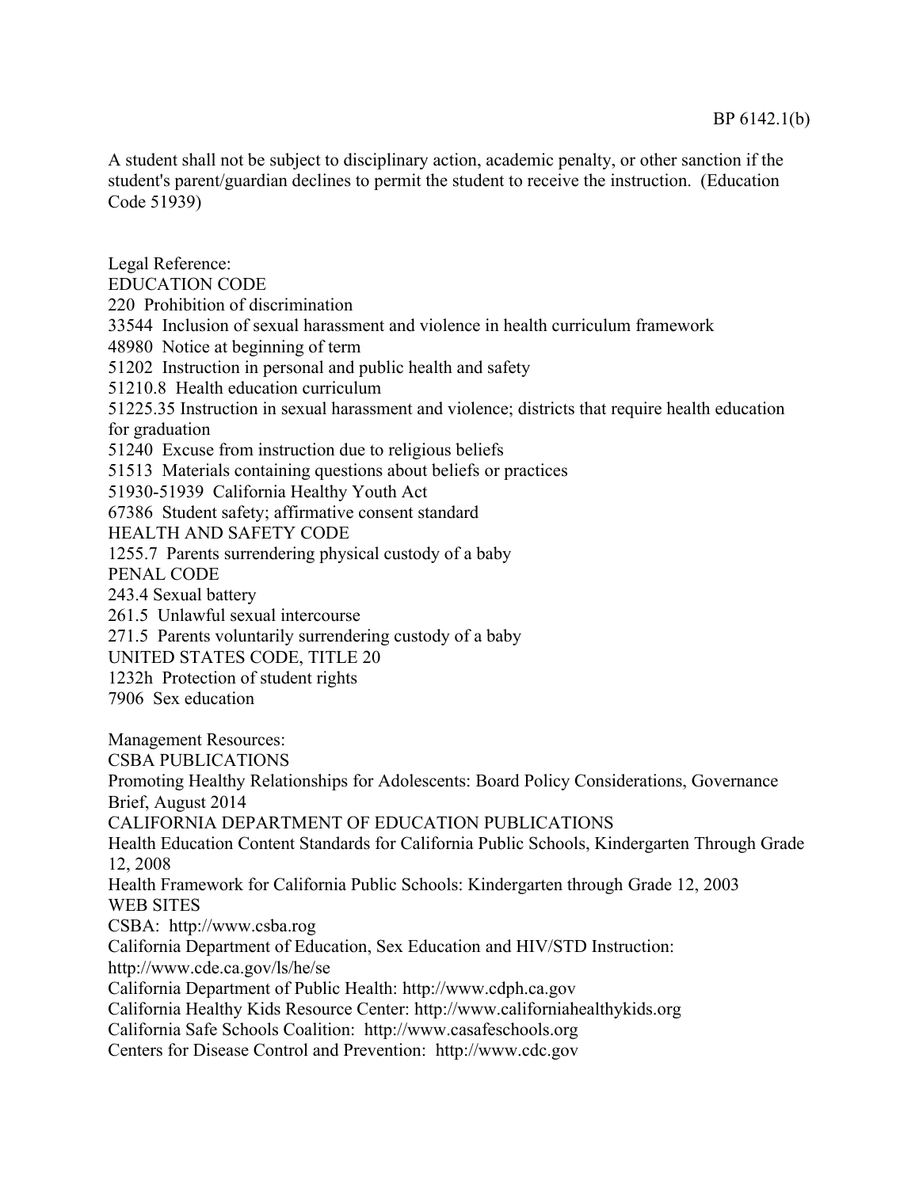A student shall not be subject to disciplinary action, academic penalty, or other sanction if the student's parent/guardian declines to permit the student to receive the instruction. (Education Code 51939)

Legal Reference:
EDUCATION CODE
220 Prohibition of discrimination
33544 Inclusion of sexual harassment and violence in health curriculum framework
48980 Notice at beginning of term
51202 Instruction in personal and public health and safety
51210.8 Health education curriculum
51225.35 Instruction in sexual harassment and violence; districts that require health education for graduation
51240 Excuse from instruction due to religious beliefs
51513 Materials containing questions about beliefs or practices
51930-51939 California Healthy Youth Act
67386 Student safety; affirmative consent standard
HEALTH AND SAFETY CODE
1255.7 Parents surrendering physical custody of a baby
PENAL CODE
243.4 Sexual battery
261.5 Unlawful sexual intercourse
271.5 Parents voluntarily surrendering custody of a baby
UNITED STATES CODE, TITLE 20
1232h Protection of student rights
7906 Sex education

Management Resources:
CSBA PUBLICATIONS
Promoting Healthy Relationships for Adolescents: Board Policy Considerations, Governance Brief, August 2014
CALIFORNIA DEPARTMENT OF EDUCATION PUBLICATIONS
Health Education Content Standards for California Public Schools, Kindergarten Through Grade 12, 2008
Health Framework for California Public Schools: Kindergarten through Grade 12, 2003
WEB SITES
CSBA: http://www.csba.rog
California Department of Education, Sex Education and HIV/STD Instruction: http://www.cde.ca.gov/ls/he/se
California Department of Public Health: http://www.cdph.ca.gov
California Healthy Kids Resource Center: http://www.californiahealthykids.org
California Safe Schools Coalition: http://www.casafeschools.org
Centers for Disease Control and Prevention: http://www.cdc.gov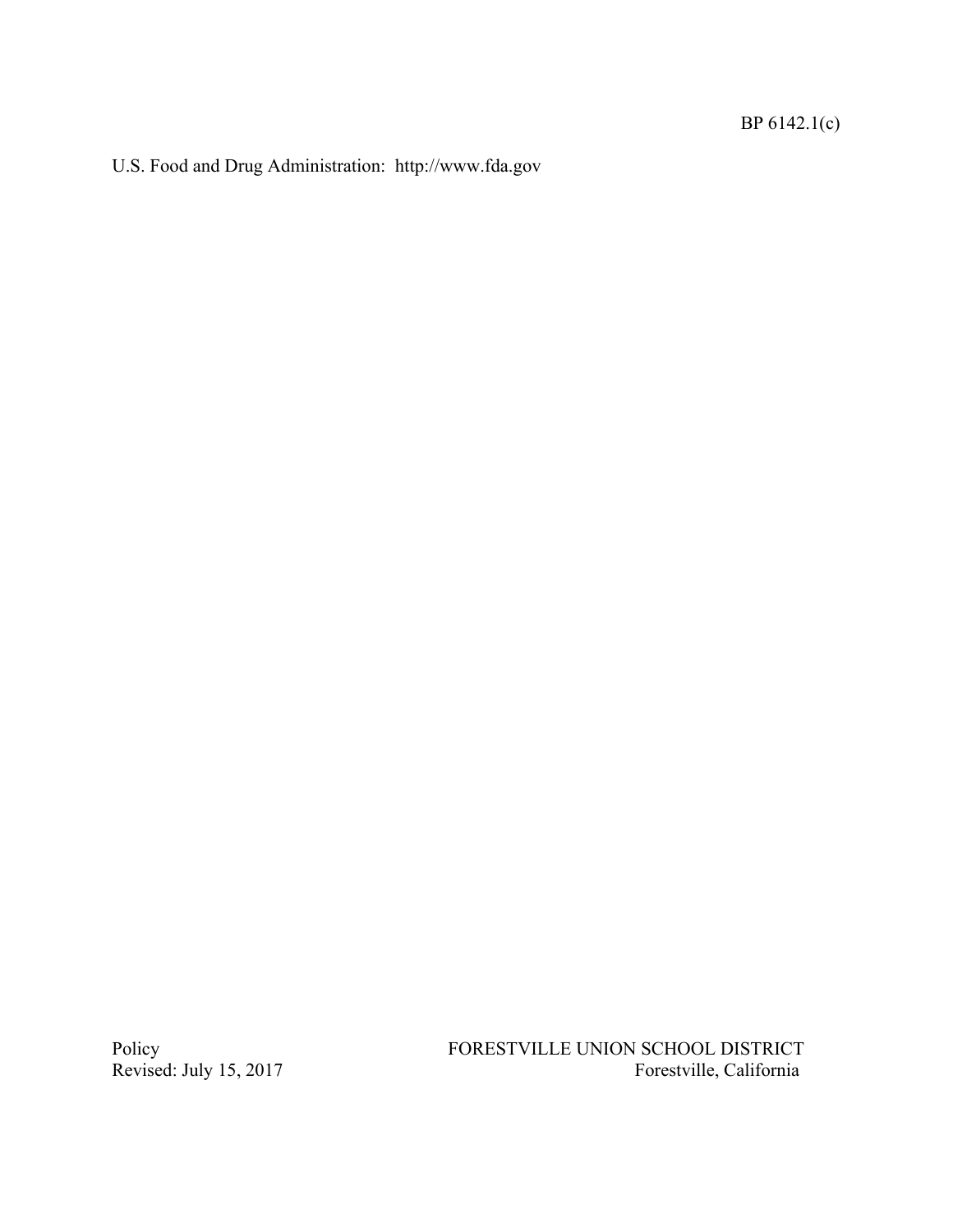U.S. Food and Drug Administration: http://www.fda.gov

Policy
Revised: July 15, 2017

FORESTVILLE UNION SCHOOL DISTRICT
Forestville, California